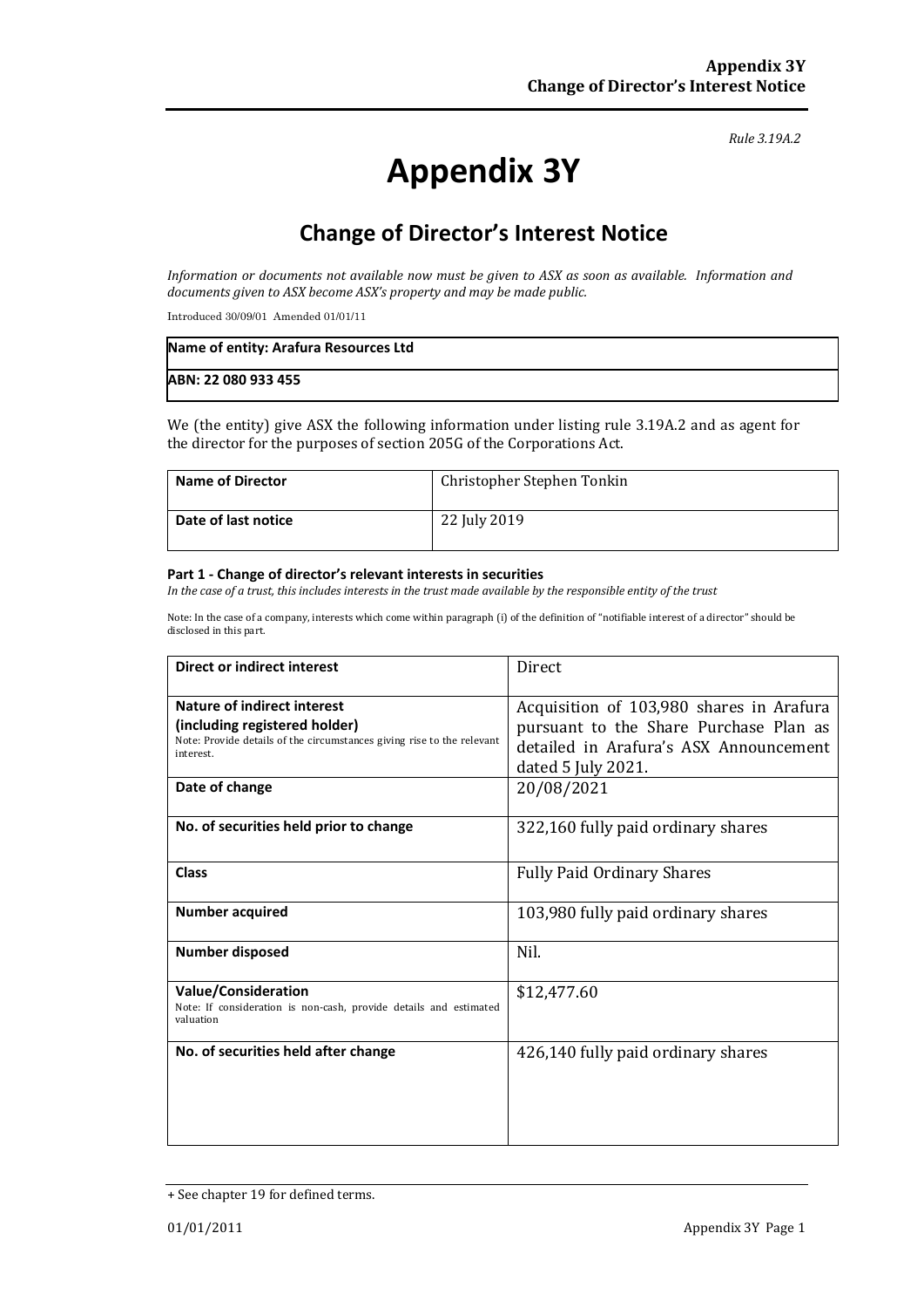*Rule 3.19A.2*

# Appendix 3Y

## Change of Director's Interest Notice

*Information or documents not available now must be given to ASX as soon as available. Information and documents given to ASX become ASX's property and may be made public.*

Introduced 30/09/01 Amended 01/01/11

| **Name of entity: Arafura Resources Ltd** |
|---|
| **ABN: 22 080 933 455** |

We (the entity) give ASX the following information under listing rule 3.19A.2 and as agent for the director for the purposes of section 205G of the Corporations Act.

| **Name of Director** | Christopher Stephen Tonkin |
|---|---|
| **Date of last notice** | 22 July 2019 |

#### Part 1 - Change of director's relevant interests in securities

*In the case of a trust, this includes interests in the trust made available by the responsible entity of the trust*

Note: In the case of a company, interests which come within paragraph (i) of the definition of "notifiable interest of a director" should be disclosed in this part.

| **Direct or indirect interest** | Direct |
|---|---|
| **Nature of indirect interest (including registered holder)** Note: Provide details of the circumstances giving rise to the relevant interest. | Acquisition of 103,980 shares in Arafura pursuant to the Share Purchase Plan as detailed in Arafura's ASX Announcement dated 5 July 2021. |
| **Date of change** | 20/08/2021 |
| **No. of securities held prior to change** | 322,160 fully paid ordinary shares |
| **Class** | Fully Paid Ordinary Shares |
| **Number acquired** | 103,980 fully paid ordinary shares |
| **Number disposed** | Nil. |
| **Value/Consideration** Note: If consideration is non-cash, provide details and estimated valuation | $12,477.60 |
| **No. of securities held after change** | 426,140 fully paid ordinary shares |

+ See chapter 19 for defined terms.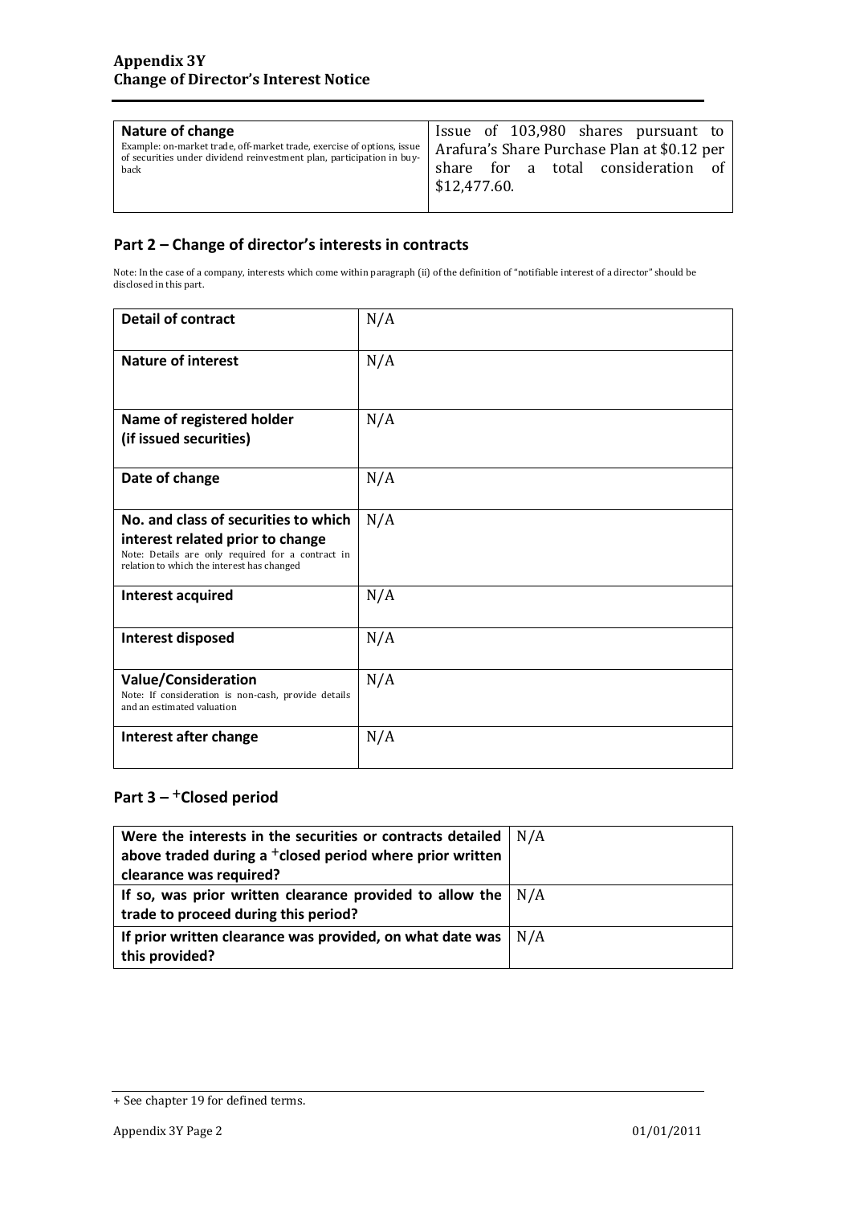| | |
|---|---|
| **Nature of change**<br>Example: on-market trade, off-market trade, exercise of options, issue of securities under dividend reinvestment plan, participation in buy-back | Issue of 103,980 shares pursuant to Arafura's Share Purchase Plan at $0.12 per share for a total consideration of $12,477.60. |

## Part 2 – Change of director's interests in contracts

Note: In the case of a company, interests which come within paragraph (ii) of the definition of "notifiable interest of a director" should be disclosed in this part.

| | |
|---|---|
| **Detail of contract** | N/A |
| **Nature of interest** | N/A |
| **Name of registered holder (if issued securities)** | N/A |
| **Date of change** | N/A |
| **No. and class of securities to which interest related prior to change**<br>Note: Details are only required for a contract in relation to which the interest has changed | N/A |
| **Interest acquired** | N/A |
| **Interest disposed** | N/A |
| **Value/Consideration**<br>Note: If consideration is non-cash, provide details and an estimated valuation | N/A |
| **Interest after change** | N/A |

## Part 3 – +Closed period

| | |
|---|---|
| **Were the interests in the securities or contracts detailed above traded during a +closed period where prior written clearance was required?** | N/A |
| **If so, was prior written clearance provided to allow the trade to proceed during this period?** | N/A |
| **If prior written clearance was provided, on what date was this provided?** | N/A |

+ See chapter 19 for defined terms.